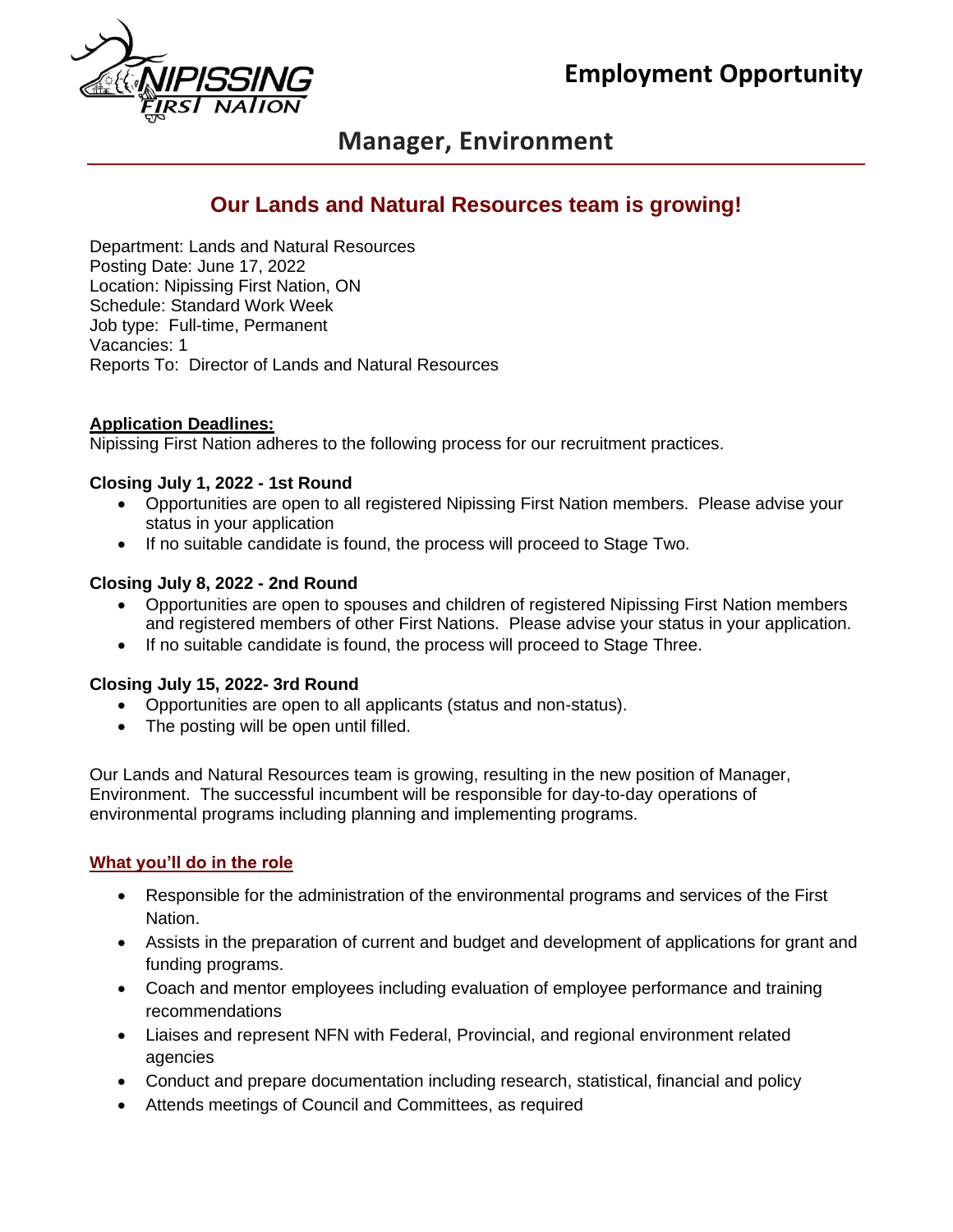# Employment Opportunity

## Manager, Environment

### Our Lands and Natural Resources team is growing!

Department: Lands and Natural Resources
Posting Date: June 17, 2022
Location: Nipissing First Nation, ON
Schedule: Standard Work Week
Job type: Full-time, Permanent
Vacancies: 1
Reports To: Director of Lands and Natural Resources

**Application Deadlines:**

Nipissing First Nation adheres to the following process for our recruitment practices.

**Closing July 1, 2022 - 1st Round**

- Opportunities are open to all registered Nipissing First Nation members. Please advise your status in your application
- If no suitable candidate is found, the process will proceed to Stage Two.

**Closing July 8, 2022 - 2nd Round**

- Opportunities are open to spouses and children of registered Nipissing First Nation members and registered members of other First Nations. Please advise your status in your application.
- If no suitable candidate is found, the process will proceed to Stage Three.

**Closing July 15, 2022- 3rd Round**

- Opportunities are open to all applicants (status and non-status).
- The posting will be open until filled.

Our Lands and Natural Resources team is growing, resulting in the new position of Manager, Environment. The successful incumbent will be responsible for day-to-day operations of environmental programs including planning and implementing programs.

**What you'll do in the role**

- Responsible for the administration of the environmental programs and services of the First Nation.
- Assists in the preparation of current and budget and development of applications for grant and funding programs.
- Coach and mentor employees including evaluation of employee performance and training recommendations
- Liaises and represent NFN with Federal, Provincial, and regional environment related agencies
- Conduct and prepare documentation including research, statistical, financial and policy
- Attends meetings of Council and Committees, as required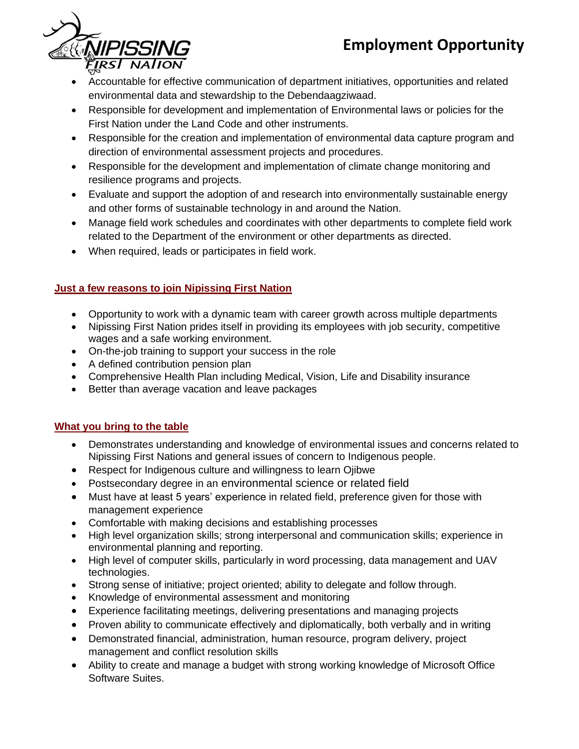- Accountable for effective communication of department initiatives, opportunities and related environmental data and stewardship to the Debendaagziwaad.
- Responsible for development and implementation of Environmental laws or policies for the First Nation under the Land Code and other instruments.
- Responsible for the creation and implementation of environmental data capture program and direction of environmental assessment projects and procedures.
- Responsible for the development and implementation of climate change monitoring and resilience programs and projects.
- Evaluate and support the adoption of and research into environmentally sustainable energy and other forms of sustainable technology in and around the Nation.
- Manage field work schedules and coordinates with other departments to complete field work related to the Department of the environment or other departments as directed.
- When required, leads or participates in field work.

## Just a few reasons to join Nipissing First Nation

- Opportunity to work with a dynamic team with career growth across multiple departments
- Nipissing First Nation prides itself in providing its employees with job security, competitive wages and a safe working environment.
- On-the-job training to support your success in the role
- A defined contribution pension plan
- Comprehensive Health Plan including Medical, Vision, Life and Disability insurance
- Better than average vacation and leave packages

## What you bring to the table

- Demonstrates understanding and knowledge of environmental issues and concerns related to Nipissing First Nations and general issues of concern to Indigenous people.
- Respect for Indigenous culture and willingness to learn Ojibwe
- Postsecondary degree in an environmental science or related field
- Must have at least 5 years' experience in related field, preference given for those with management experience
- Comfortable with making decisions and establishing processes
- High level organization skills; strong interpersonal and communication skills; experience in environmental planning and reporting.
- High level of computer skills, particularly in word processing, data management and UAV technologies.
- Strong sense of initiative; project oriented; ability to delegate and follow through.
- Knowledge of environmental assessment and monitoring
- Experience facilitating meetings, delivering presentations and managing projects
- Proven ability to communicate effectively and diplomatically, both verbally and in writing
- Demonstrated financial, administration, human resource, program delivery, project management and conflict resolution skills
- Ability to create and manage a budget with strong working knowledge of Microsoft Office Software Suites.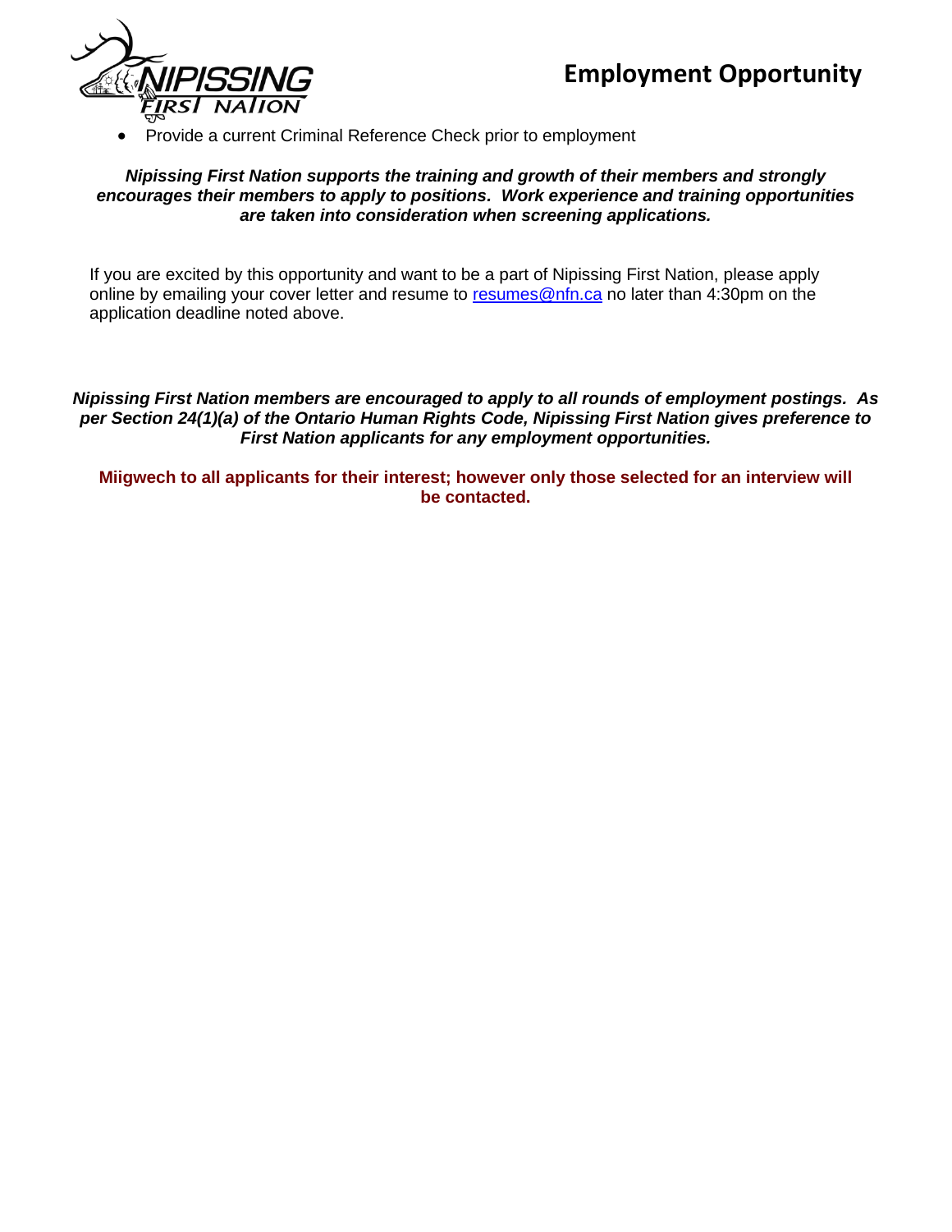- Provide a current Criminal Reference Check prior to employment

***Nipissing First Nation supports the training and growth of their members and strongly encourages their members to apply to positions. Work experience and training opportunities are taken into consideration when screening applications.***

If you are excited by this opportunity and want to be a part of Nipissing First Nation, please apply online by emailing your cover letter and resume to resumes@nfn.ca no later than 4:30pm on the application deadline noted above.

***Nipissing First Nation members are encouraged to apply to all rounds of employment postings. As per Section 24(1)(a) of the Ontario Human Rights Code, Nipissing First Nation gives preference to First Nation applicants for any employment opportunities.***

**Miigwech to all applicants for their interest; however only those selected for an interview will be contacted.**